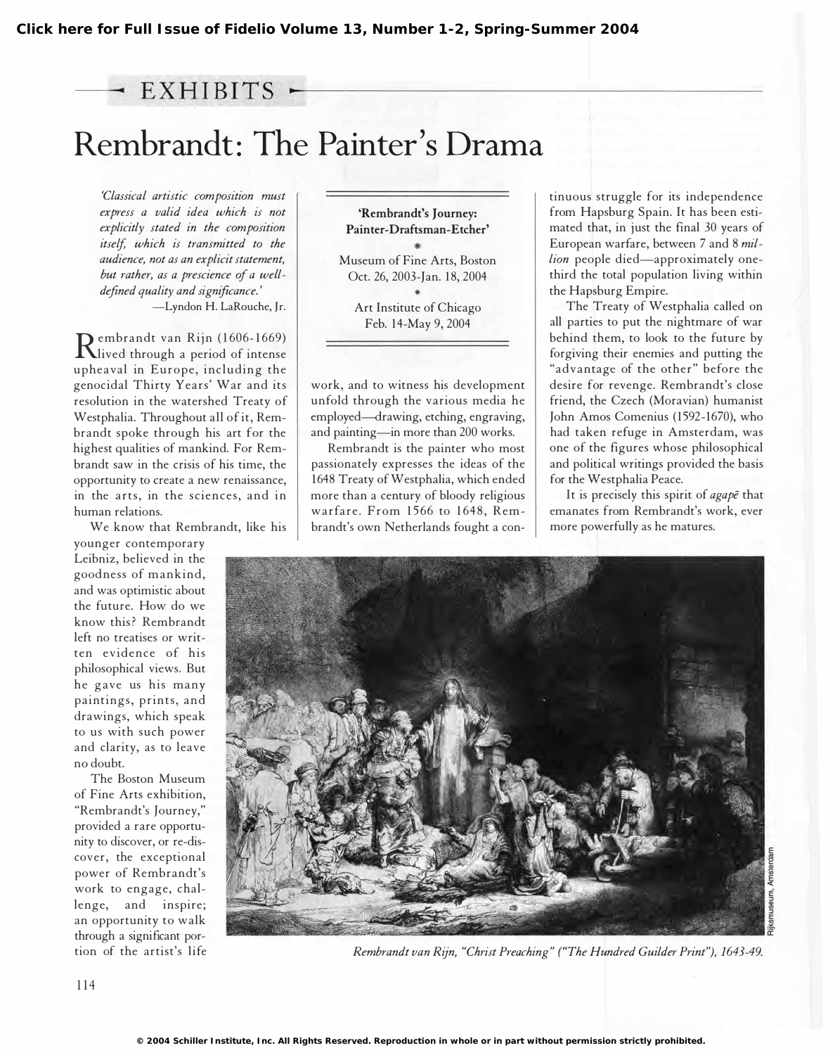EXHIBITS

# Rembrandt: The Painter's Drama

*'Classical artistic composition must express a valid idea which is not explicitly stated in the composition itself, which is transmitted to the audience, not as an explicit statement, but rather, as a prescience of a well-defined quality and significance.'*

—Lyndon H. LaRouche, Jr.

**'Rembrandt's Journey: Painter-Draftsman-Etcher'**

Museum of Fine Arts, Boston
Oct. 26, 2003-Jan. 18, 2004

Art Institute of Chicago
Feb. 14-May 9, 2004

Rembrandt van Rijn (1606-1669) lived through a period of intense upheaval in Europe, including the genocidal Thirty Years' War and its resolution in the watershed Treaty of Westphalia. Throughout all of it, Rembrandt spoke through his art for the highest qualities of mankind. For Rembrandt saw in the crisis of his time, the opportunity to create a new renaissance, in the arts, in the sciences, and in human relations.

We know that Rembrandt, like his younger contemporary Leibniz, believed in the goodness of mankind, and was optimistic about the future. How do we know this? Rembrandt left no treatises or written evidence of his philosophical views. But he gave us his many paintings, prints, and drawings, which speak to us with such power and clarity, as to leave no doubt.

The Boston Museum of Fine Arts exhibition, "Rembrandt's Journey," provided a rare opportunity to discover, or re-discover, the exceptional power of Rembrandt's work to engage, challenge, and inspire; an opportunity to walk through a significant portion of the artist's life work, and to witness his development unfold through the various media he employed—drawing, etching, engraving, and painting—in more than 200 works.

Rembrandt is the painter who most passionately expresses the ideas of the 1648 Treaty of Westphalia, which ended more than a century of bloody religious warfare. From 1566 to 1648, Rembrandt's own Netherlands fought a continuous struggle for its independence from Hapsburg Spain. It has been estimated that, in just the final 30 years of European warfare, between 7 and 8 *million* people died—approximately one-third the total population living within the Hapsburg Empire.

The Treaty of Westphalia called on all parties to put the nightmare of war behind them, to look to the future by forgiving their enemies and putting the "advantage of the other" before the desire for revenge. Rembrandt's close friend, the Czech (Moravian) humanist John Amos Comenius (1592-1670), who had taken refuge in Amsterdam, was one of the figures whose philosophical and political writings provided the basis for the Westphalia Peace.

It is precisely this spirit of *agapē* that emanates from Rembrandt's work, ever more powerfully as he matures.

*Rembrandt van Rijn, "Christ Preaching" ("The Hundred Guilder Print"), 1643-49.*

Rijksmuseum, Amsterdam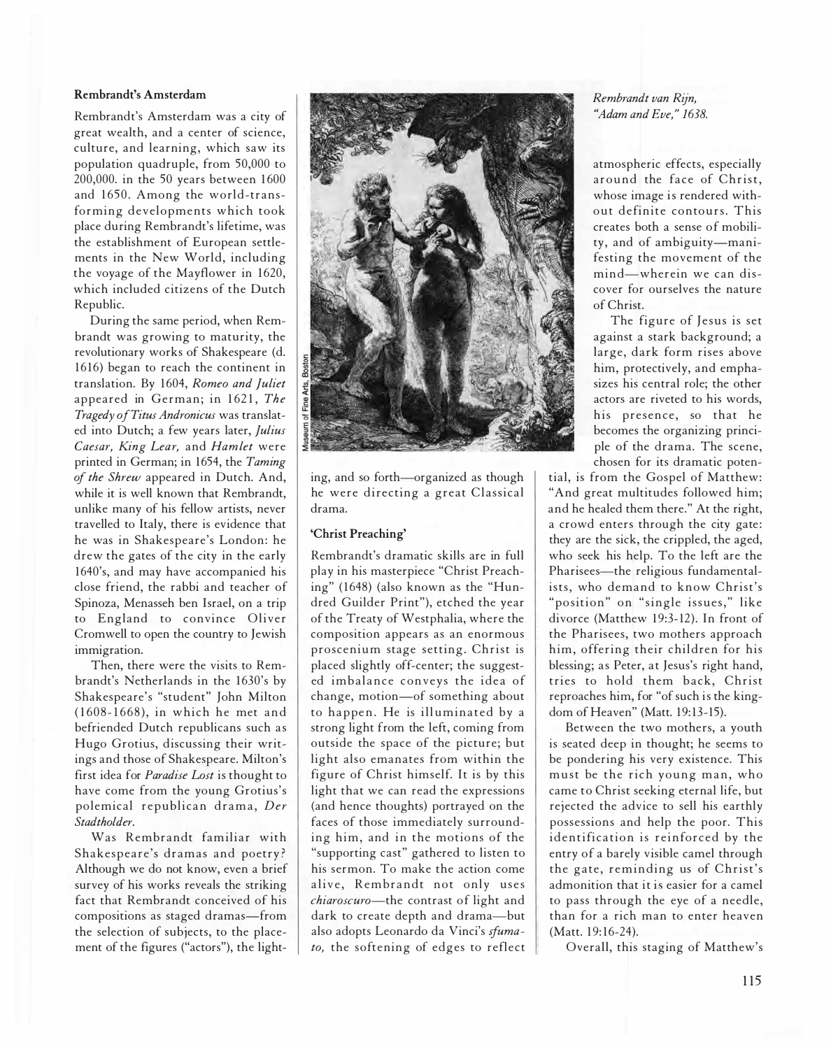### Rembrandt's Amsterdam

Rembrandt's Amsterdam was a city of great wealth, and a center of science, culture, and learning, which saw its population quadruple, from 50,000 to 200,000. in the 50 years between 1600 and 1650. Among the world-transforming developments which took place during Rembrandt's lifetime, was the establishment of European settlements in the New World, including the voyage of the Mayflower in 1620, which included citizens of the Dutch Republic.

During the same period, when Rembrandt was growing to maturity, the revolutionary works of Shakespeare (d. 1616) began to reach the continent in translation. By 1604, *Romeo and Juliet* appeared in German; in 1621, *The Tragedy of Titus Andronicus* was translated into Dutch; a few years later, *Julius Caesar, King Lear,* and *Hamlet* were printed in German; in 1654, the *Taming of the Shrew* appeared in Dutch. And, while it is well known that Rembrandt, unlike many of his fellow artists, never travelled to Italy, there is evidence that he was in Shakespeare's London: he drew the gates of the city in the early 1640's, and may have accompanied his close friend, the rabbi and teacher of Spinoza, Menasseh ben Israel, on a trip to England to convince Oliver Cromwell to open the country to Jewish immigration.

Then, there were the visits to Rembrandt's Netherlands in the 1630's by Shakespeare's "student" John Milton (1608-1668), in which he met and befriended Dutch republicans such as Hugo Grotius, discussing their writings and those of Shakespeare. Milton's first idea for *Paradise Lost* is thought to have come from the young Grotius's polemical republican drama, *Der Stadtholder*.

Was Rembrandt familiar with Shakespeare's dramas and poetry? Although we do not know, even a brief survey of his works reveals the striking fact that Rembrandt conceived of his compositions as staged dramas—from the selection of subjects, to the placement of the figures ("actors"), the lighting, and so forth—organized as though he were directing a great Classical drama.

Museum of Fine Arts, Boston

*Rembrandt van Rijn, "Adam and Eve," 1638.*

### 'Christ Preaching'

Rembrandt's dramatic skills are in full play in his masterpiece "Christ Preaching" (1648) (also known as the "Hundred Guilder Print"), etched the year of the Treaty of Westphalia, where the composition appears as an enormous proscenium stage setting. Christ is placed slightly off-center; the suggested imbalance conveys the idea of change, motion—of something about to happen. He is illuminated by a strong light from the left, coming from outside the space of the picture; but light also emanates from within the figure of Christ himself. It is by this light that we can read the expressions (and hence thoughts) portrayed on the faces of those immediately surrounding him, and in the motions of the "supporting cast" gathered to listen to his sermon. To make the action come alive, Rembrandt not only uses *chiaroscuro*—the contrast of light and dark to create depth and drama—but also adopts Leonardo da Vinci's *sfumato,* the softening of edges to reflect atmospheric effects, especially around the face of Christ, whose image is rendered without definite contours. This creates both a sense of mobility, and of ambiguity—manifesting the movement of the mind—wherein we can discover for ourselves the nature of Christ.

The figure of Jesus is set against a stark background; a large, dark form rises above him, protectively, and emphasizes his central role; the other actors are riveted to his words, his presence, so that he becomes the organizing principle of the drama. The scene, chosen for its dramatic potential, is from the Gospel of Matthew: "And great multitudes followed him; and he healed them there." At the right, a crowd enters through the city gate: they are the sick, the crippled, the aged, who seek his help. To the left are the Pharisees—the religious fundamentalists, who demand to know Christ's "position" on "single issues," like divorce (Matthew 19:3-12). In front of the Pharisees, two mothers approach him, offering their children for his blessing; as Peter, at Jesus's right hand, tries to hold them back, Christ reproaches him, for "of such is the kingdom of Heaven" (Matt. 19:13-15).

Between the two mothers, a youth is seated deep in thought; he seems to be pondering his very existence. This must be the rich young man, who came to Christ seeking eternal life, but rejected the advice to sell his earthly possessions and help the poor. This identification is reinforced by the entry of a barely visible camel through the gate, reminding us of Christ's admonition that it is easier for a camel to pass through the eye of a needle, than for a rich man to enter heaven (Matt. 19:16-24).

Overall, this staging of Matthew's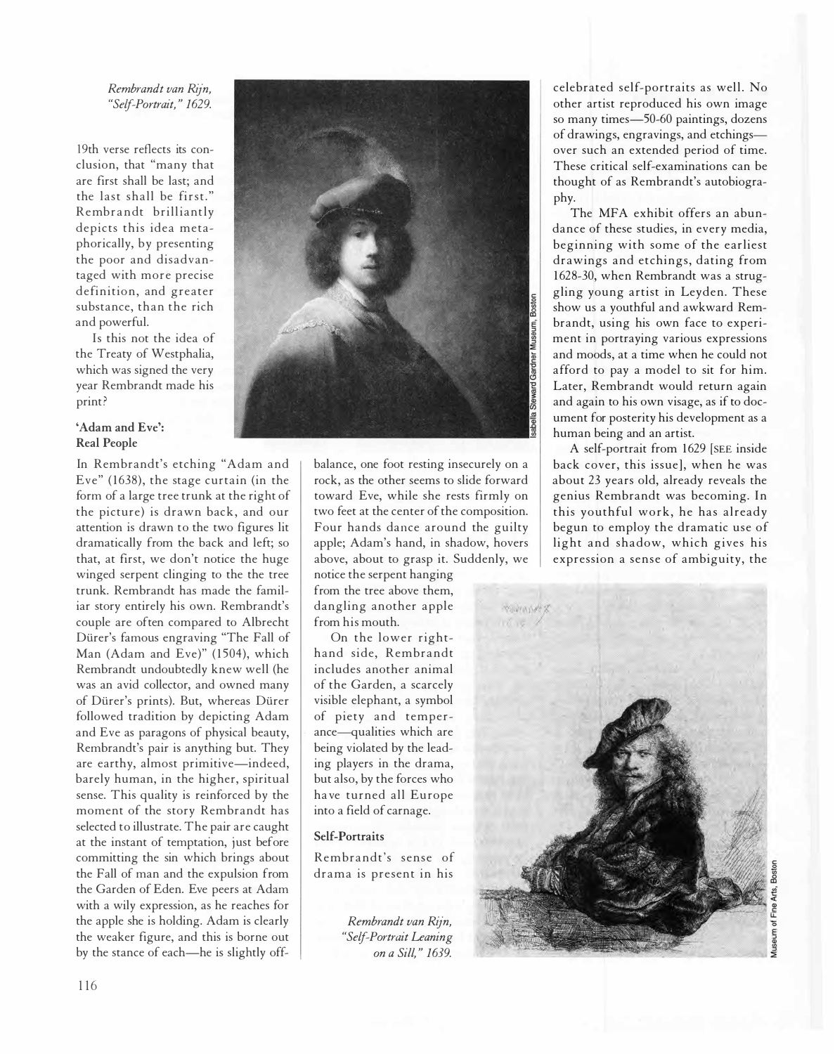*Rembrandt van Rijn, "Self-Portrait," 1629.*

19th verse reflects its conclusion, that "many that are first shall be last; and the last shall be first." Rembrandt brilliantly depicts this idea metaphorically, by presenting the poor and disadvantaged with more precise definition, and greater substance, than the rich and powerful.

Is this not the idea of the Treaty of Westphalia, which was signed the very year Rembrandt made his print?

### 'Adam and Eve': Real People

In Rembrandt's etching "Adam and Eve" (1638), the stage curtain (in the form of a large tree trunk at the right of the picture) is drawn back, and our attention is drawn to the two figures lit dramatically from the back and left; so that, at first, we don't notice the huge winged serpent clinging to the the tree trunk. Rembrandt has made the familiar story entirely his own. Rembrandt's couple are often compared to Albrecht Dürer's famous engraving "The Fall of Man (Adam and Eve)" (1504), which Rembrandt undoubtedly knew well (he was an avid collector, and owned many of Dürer's prints). But, whereas Dürer followed tradition by depicting Adam and Eve as paragons of physical beauty, Rembrandt's pair is anything but. They are earthy, almost primitive—indeed, barely human, in the higher, spiritual sense. This quality is reinforced by the moment of the story Rembrandt has selected to illustrate. The pair are caught at the instant of temptation, just before committing the sin which brings about the Fall of man and the expulsion from the Garden of Eden. Eve peers at Adam with a wily expression, as he reaches for the apple she is holding. Adam is clearly the weaker figure, and this is borne out by the stance of each—he is slightly off-balance, one foot resting insecurely on a rock, as the other seems to slide forward toward Eve, while she rests firmly on two feet at the center of the composition. Four hands dance around the guilty apple; Adam's hand, in shadow, hovers above, about to grasp it. Suddenly, we notice the serpent hanging from the tree above them, dangling another apple from his mouth.

On the lower right-hand side, Rembrandt includes another animal of the Garden, a scarcely visible elephant, a symbol of piety and temperance—qualities which are being violated by the leading players in the drama, but also, by the forces who have turned all Europe into a field of carnage.

### Self-Portraits

Rembrandt's sense of drama is present in his celebrated self-portraits as well. No other artist reproduced his own image so many times—50-60 paintings, dozens of drawings, engravings, and etchings—over such an extended period of time. These critical self-examinations can be thought of as Rembrandt's autobiography.

The MFA exhibit offers an abundance of these studies, in every media, beginning with some of the earliest drawings and etchings, dating from 1628-30, when Rembrandt was a struggling young artist in Leyden. These show us a youthful and awkward Rembrandt, using his own face to experiment in portraying various expressions and moods, at a time when he could not afford to pay a model to sit for him. Later, Rembrandt would return again and again to his own visage, as if to document for posterity his development as a human being and an artist.

A self-portrait from 1629 [SEE inside back cover, this issue], when he was about 23 years old, already reveals the genius Rembrandt was becoming. In this youthful work, he has already begun to employ the dramatic use of light and shadow, which gives his expression a sense of ambiguity, the

*Rembrandt van Rijn, "Self-Portrait Leaning on a Sill," 1639.*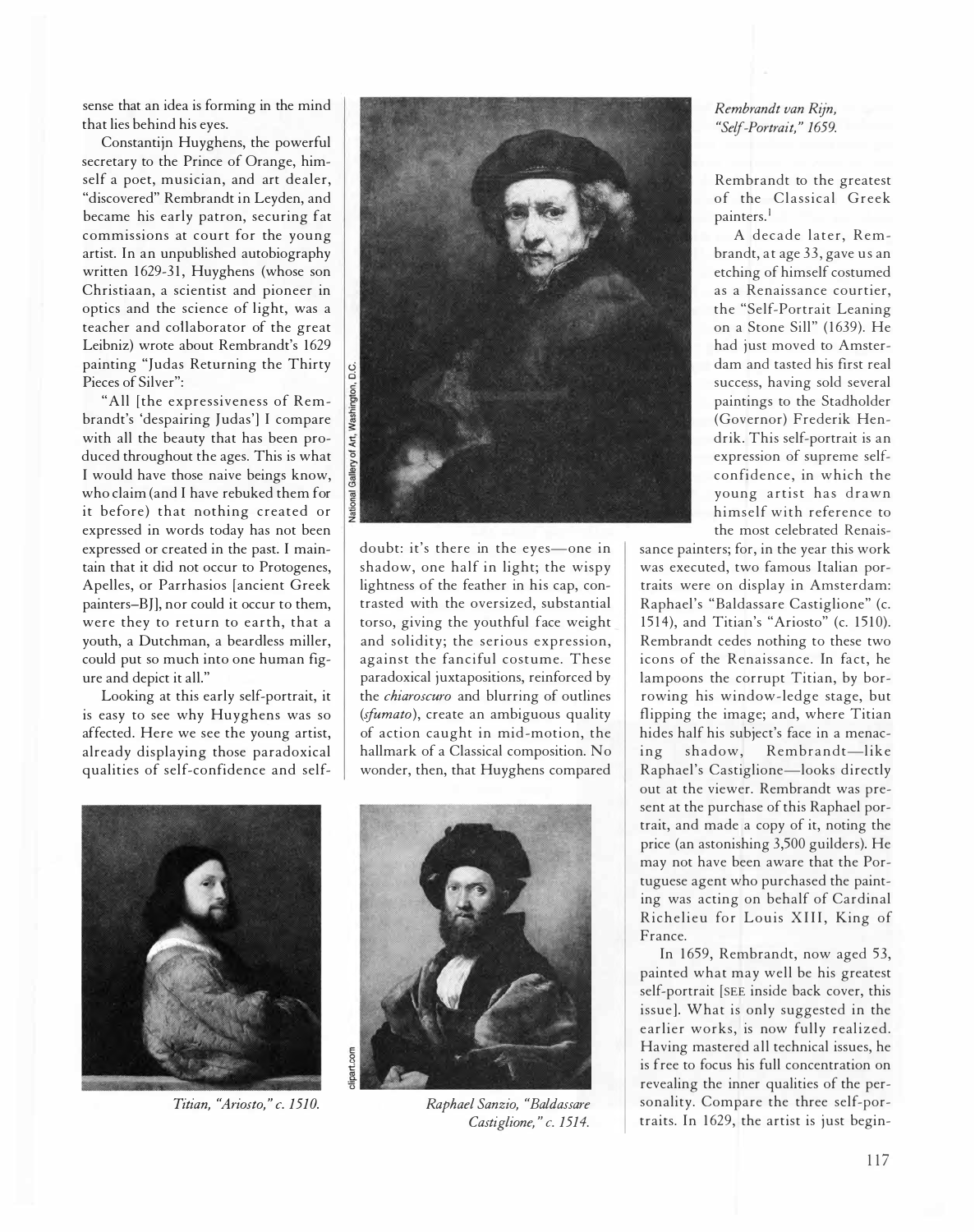sense that an idea is forming in the mind that lies behind his eyes.

Constantijn Huyghens, the powerful secretary to the Prince of Orange, himself a poet, musician, and art dealer, "discovered" Rembrandt in Leyden, and became his early patron, securing fat commissions at court for the young artist. In an unpublished autobiography written 1629-31, Huyghens (whose son Christiaan, a scientist and pioneer in optics and the science of light, was a teacher and collaborator of the great Leibniz) wrote about Rembrandt's 1629 painting "Judas Returning the Thirty Pieces of Silver":

"All [the expressiveness of Rembrandt's 'despairing Judas'] I compare with all the beauty that has been produced throughout the ages. This is what I would have those naive beings know, who claim (and I have rebuked them for it before) that nothing created or expressed in words today has not been expressed or created in the past. I maintain that it did not occur to Protogenes, Apelles, or Parrhasios [ancient Greek painters–BJ], nor could it occur to them, were they to return to earth, that a youth, a Dutchman, a beardless miller, could put so much into one human figure and depict it all."

Looking at this early self-portrait, it is easy to see why Huyghens was so affected. Here we see the young artist, already displaying those paradoxical qualities of self-confidence and self-doubt: it's there in the eyes—one in shadow, one half in light; the wispy lightness of the feather in his cap, contrasted with the oversized, substantial torso, giving the youthful face weight and solidity; the serious expression, against the fanciful costume. These paradoxical juxtapositions, reinforced by the *chiaroscuro* and blurring of outlines (*sfumato*), create an ambiguous quality of action caught in mid-motion, the hallmark of a Classical composition. No wonder, then, that Huyghens compared Rembrandt to the greatest of the Classical Greek painters.[1]

*Rembrandt van Rijn, "Self-Portrait," 1659.*

National Gallery of Art, Washington, D.C.

A decade later, Rembrandt, at age 33, gave us an etching of himself costumed as a Renaissance courtier, the "Self-Portrait Leaning on a Stone Sill" (1639). He had just moved to Amsterdam and tasted his first real success, having sold several paintings to the Stadholder (Governor) Frederik Hendrik. This self-portrait is an expression of supreme self-confidence, in which the young artist has drawn himself with reference to the most celebrated Renaissance painters; for, in the year this work was executed, two famous Italian portraits were on display in Amsterdam: Raphael's "Baldassare Castiglione" (c. 1514), and Titian's "Ariosto" (c. 1510). Rembrandt cedes nothing to these two icons of the Renaissance. In fact, he lampoons the corrupt Titian, by borrowing his window-ledge stage, but flipping the image; and, where Titian hides half his subject's face in a menacing shadow, Rembrandt—like Raphael's Castiglione—looks directly out at the viewer. Rembrandt was present at the purchase of this Raphael portrait, and made a copy of it, noting the price (an astonishing 3,500 guilders). He may not have been aware that the Portuguese agent who purchased the painting was acting on behalf of Cardinal Richelieu for Louis XIII, King of France.

In 1659, Rembrandt, now aged 53, painted what may well be his greatest self-portrait [SEE inside back cover, this issue]. What is only suggested in the earlier works, is now fully realized. Having mastered all technical issues, he is free to focus his full concentration on revealing the inner qualities of the personality. Compare the three self-portraits. In 1629, the artist is just begin-

*Titian, "Ariosto," c. 1510.*

clipart.com

*Raphael Sanzio, "Baldassare Castiglione," c. 1514.*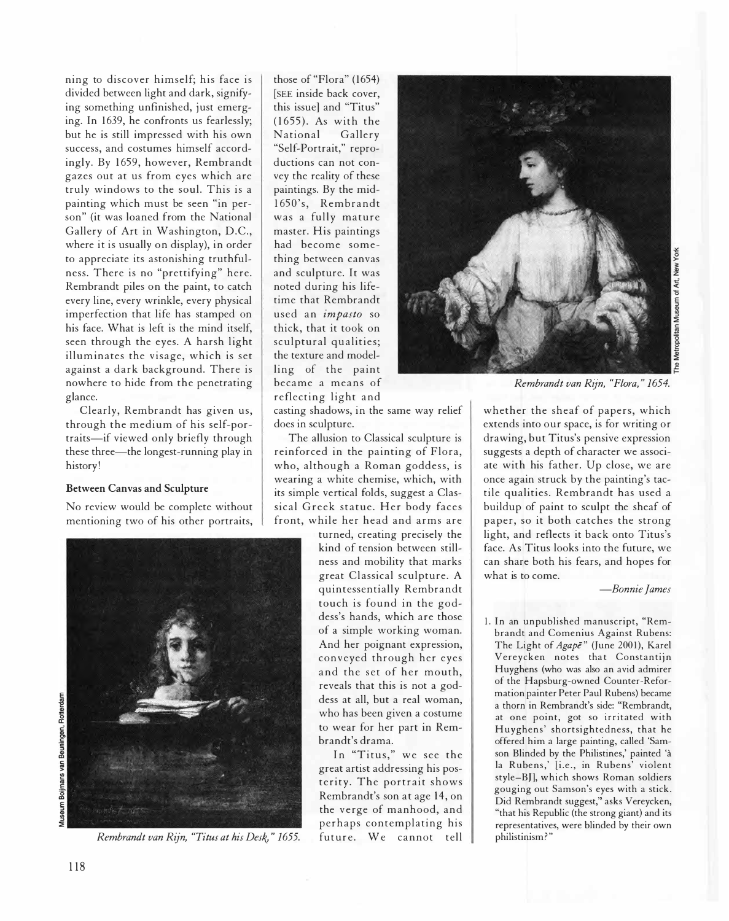ning to discover himself; his face is divided between light and dark, signifying something unfinished, just emerging. In 1639, he confronts us fearlessly; but he is still impressed with his own success, and costumes himself accordingly. By 1659, however, Rembrandt gazes out at us from eyes which are truly windows to the soul. This is a painting which must be seen "in person" (it was loaned from the National Gallery of Art in Washington, D.C., where it is usually on display), in order to appreciate its astonishing truthfulness. There is no "prettifying" here. Rembrandt piles on the paint, to catch every line, every wrinkle, every physical imperfection that life has stamped on his face. What is left is the mind itself, seen through the eyes. A harsh light illuminates the visage, which is set against a dark background. There is nowhere to hide from the penetrating glance.

Clearly, Rembrandt has given us, through the medium of his self-portraits—if viewed only briefly through these three—the longest-running play in history!

**Between Canvas and Sculpture**

No review would be complete without mentioning two of his other portraits, those of "Flora" (1654) [SEE inside back cover, this issue] and "Titus" (1655). As with the National Gallery "Self-Portrait," reproductions can not convey the reality of these paintings. By the mid-1650's, Rembrandt was a fully mature master. His paintings had become something between canvas and sculpture. It was noted during his lifetime that Rembrandt used an *impasto* so thick, that it took on sculptural qualities; the texture and modelling of the paint became a means of reflecting light and casting shadows, in the same way relief does in sculpture.

The allusion to Classical sculpture is reinforced in the painting of Flora, who, although a Roman goddess, is wearing a white chemise, which, with its simple vertical folds, suggest a Classical Greek statue. Her body faces front, while her head and arms are turned, creating precisely the kind of tension between stillness and mobility that marks great Classical sculpture. A quintessentially Rembrandt touch is found in the goddess's hands, which are those of a simple working woman. And her poignant expression, conveyed through her eyes and the set of her mouth, reveals that this is not a goddess at all, but a real woman, who has been given a costume to wear for her part in Rembrandt's drama.

In "Titus," we see the great artist addressing his posterity. The portrait shows Rembrandt's son at age 14, on the verge of manhood, and perhaps contemplating his future. We cannot tell whether the sheaf of papers, which extends into our space, is for writing or drawing, but Titus's pensive expression suggests a depth of character we associate with his father. Up close, we are once again struck by the painting's tactile qualities. Rembrandt has used a buildup of paint to sculpt the sheaf of paper, so it both catches the strong light, and reflects it back onto Titus's face. As Titus looks into the future, we can share both his fears, and hopes for what is to come.

—*Bonnie James*

The Metropolitan Museum of Art, New York

*Rembrandt van Rijn, "Flora," 1654.*

Museum Boijmans van Beuningen, Rotterdam

*Rembrandt van Rijn, "Titus at his Desk," 1655.*

1. In an unpublished manuscript, "Rembrandt and Comenius Against Rubens: The Light of *Agapē*" (June 2001), Karel Vereycken notes that Constantijn Huyghens (who was also an avid admirer of the Hapsburg-owned Counter-Reformation painter Peter Paul Rubens) became a thorn in Rembrandt's side: "Rembrandt, at one point, got so irritated with Huyghens' shortsightedness, that he offered him a large painting, called 'Samson Blinded by the Philistines,' painted 'à la Rubens,' [i.e., in Rubens' violent style–BJ], which shows Roman soldiers gouging out Samson's eyes with a stick. Did Rembrandt suggest," asks Vereycken, "that his Republic (the strong giant) and its representatives, were blinded by their own philistinism?"